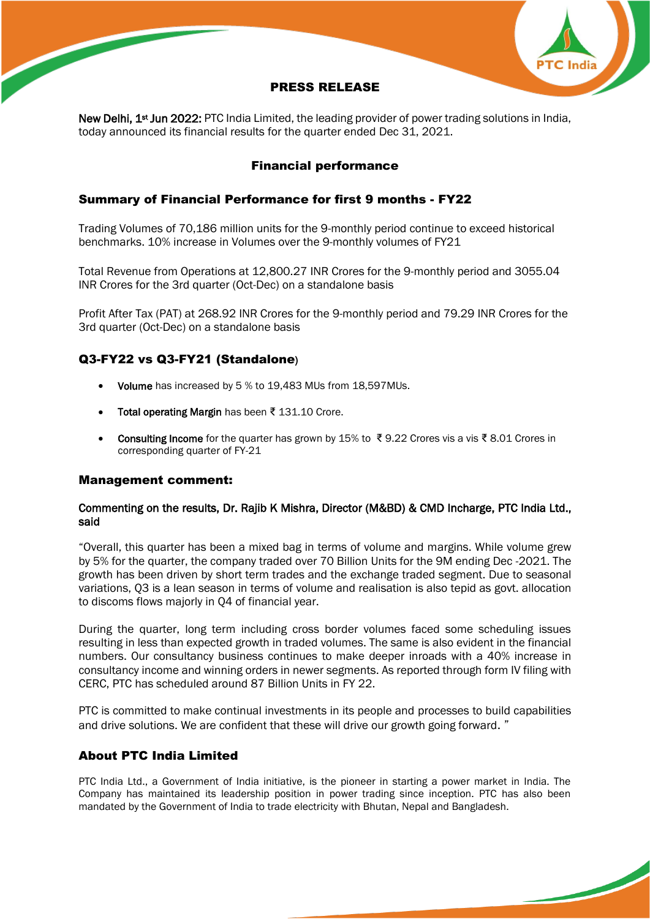# PRESS RELEASE

**New Delhi, 1st Jun 2022:** PTC India Limited, the leading provider of power trading solutions in India, today announced its financial results for the quarter ended Dec 31, 2021.

## Financial performance

### Summary of Financial Performance for first 9 months - FY22

Trading Volumes of 70,186 million units for the 9-monthly period continue to exceed historical benchmarks. 10% increase in Volumes over the 9-monthly volumes of FY21

Total Revenue from Operations at 12,800.27 INR Crores for the 9-monthly period and 3055.04 INR Crores for the 3rd quarter (Oct-Dec) on a standalone basis

Profit After Tax (PAT) at 268.92 INR Crores for the 9-monthly period and 79.29 INR Crores for the 3rd quarter (Oct-Dec) on a standalone basis

### Q3-FY22 vs Q3-FY21 (Standalone)

- **Volume** has increased by 5 % to 19,483 MUs from 18,597MUs.
- **Total operating Margin** has been ₹ 131.10 Crore.
- **Consulting Income** for the quarter has grown by 15% to ₹ 9.22 Crores vis a vis ₹ 8.01 Crores in corresponding quarter of FY-21

### Management comment:

**Commenting on the results, Dr. Rajib K Mishra, Director (M&BD) & CMD Incharge, PTC India Ltd., said**

"Overall, this quarter has been a mixed bag in terms of volume and margins. While volume grew by 5% for the quarter, the company traded over 70 Billion Units for the 9M ending Dec -2021. The growth has been driven by short term trades and the exchange traded segment. Due to seasonal variations, Q3 is a lean season in terms of volume and realisation is also tepid as govt. allocation to discoms flows majorly in Q4 of financial year.

During the quarter, long term including cross border volumes faced some scheduling issues resulting in less than expected growth in traded volumes. The same is also evident in the financial numbers. Our consultancy business continues to make deeper inroads with a 40% increase in consultancy income and winning orders in newer segments. As reported through form IV filing with CERC, PTC has scheduled around 87 Billion Units in FY 22.

PTC is committed to make continual investments in its people and processes to build capabilities and drive solutions. We are confident that these will drive our growth going forward. "

### About PTC India Limited

PTC India Ltd., a Government of India initiative, is the pioneer in starting a power market in India. The Company has maintained its leadership position in power trading since inception. PTC has also been mandated by the Government of India to trade electricity with Bhutan, Nepal and Bangladesh.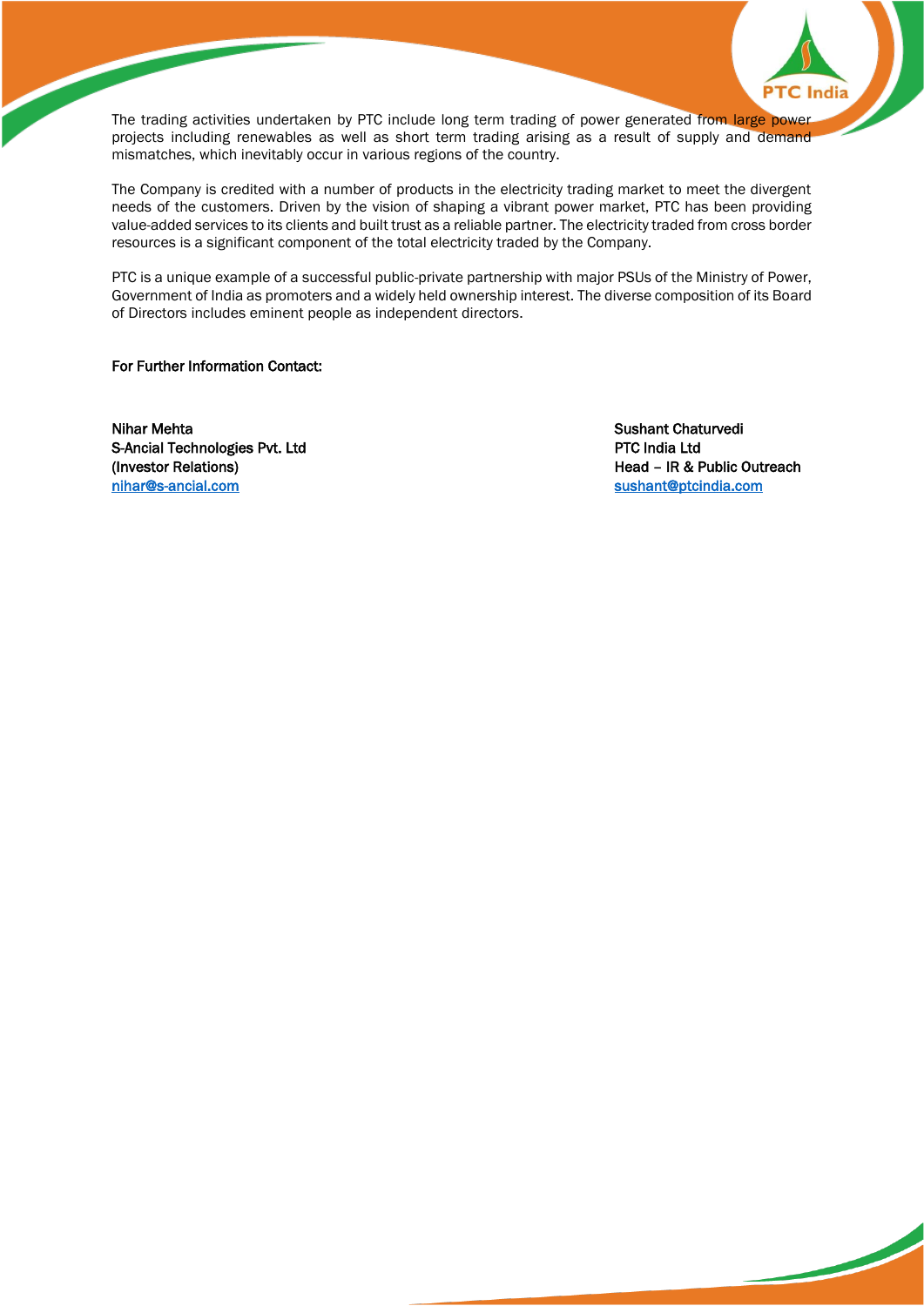The trading activities undertaken by PTC include long term trading of power generated from large power projects including renewables as well as short term trading arising as a result of supply and demand mismatches, which inevitably occur in various regions of the country.

The Company is credited with a number of products in the electricity trading market to meet the divergent needs of the customers. Driven by the vision of shaping a vibrant power market, PTC has been providing value-added services to its clients and built trust as a reliable partner. The electricity traded from cross border resources is a significant component of the total electricity traded by the Company.

PTC is a unique example of a successful public-private partnership with major PSUs of the Ministry of Power, Government of India as promoters and a widely held ownership interest. The diverse composition of its Board of Directors includes eminent people as independent directors.

**For Further Information Contact:**

**Nihar Mehta**
**S-Ancial Technologies Pvt. Ltd**
**(Investor Relations)**
nihar@s-ancial.com

**Sushant Chaturvedi**
**PTC India Ltd**
**Head – IR & Public Outreach**
sushant@ptcindia.com